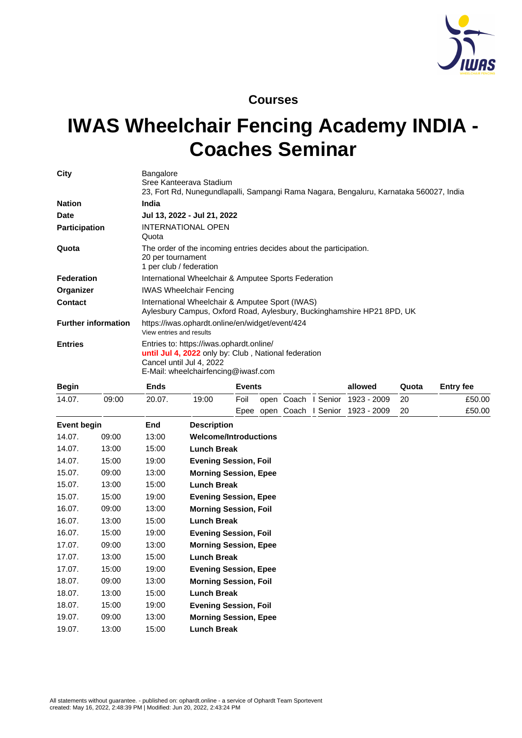## Courses

# IWAS Wheelchair Fencing Academy INDIA - Coaches Seminar

| | |
|---|---|
| **City** | Bangalore<br>Sree Kanteerava Stadium<br>23, Fort Rd, Nunegundlapalli, Sampangi Rama Nagara, Bengaluru, Karnataka 560027, India |
| **Nation** | **India** |
| **Date** | **Jul 13, 2022 - Jul 21, 2022** |
| **Participation** | INTERNATIONAL OPEN<br>Quota |
| **Quota** | The order of the incoming entries decides about the participation.<br>20 per tournament<br>1 per club / federation |
| **Federation** | International Wheelchair & Amputee Sports Federation |
| **Organizer** | IWAS Wheelchair Fencing |
| **Contact** | International Wheelchair & Amputee Sport (IWAS)<br>Aylesbury Campus, Oxford Road, Aylesbury, Buckinghamshire HP21 8PD, UK |
| **Further information** | https://iwas.ophardt.online/en/widget/event/424<br>View entries and results |
| **Entries** | Entries to: https://iwas.ophardt.online/<br>**until Jul 4, 2022** only by: Club , National federation<br>Cancel until Jul 4, 2022<br>E-Mail: wheelchairfencing@iwasf.com |

| Begin | | Ends | | Events | | | | allowed | Quota | Entry fee |
|---|---|---|---|---|---|---|---|---|---|---|
| 14.07. | 09:00 | 20.07. | 19:00 | Foil | open | Coach | I Senior | 1923 - 2009 | 20 | £50.00 |
| | | | | Epee | open | Coach | I Senior | 1923 - 2009 | 20 | £50.00 |

| Event begin | | End | Description |
|---|---|---|---|
| 14.07. | 09:00 | 13:00 | **Welcome/Introductions** |
| 14.07. | 13:00 | 15:00 | **Lunch Break** |
| 14.07. | 15:00 | 19:00 | **Evening Session, Foil** |
| 15.07. | 09:00 | 13:00 | **Morning Session, Epee** |
| 15.07. | 13:00 | 15:00 | **Lunch Break** |
| 15.07. | 15:00 | 19:00 | **Evening Session, Epee** |
| 16.07. | 09:00 | 13:00 | **Morning Session, Foil** |
| 16.07. | 13:00 | 15:00 | **Lunch Break** |
| 16.07. | 15:00 | 19:00 | **Evening Session, Foil** |
| 17.07. | 09:00 | 13:00 | **Morning Session, Epee** |
| 17.07. | 13:00 | 15:00 | **Lunch Break** |
| 17.07. | 15:00 | 19:00 | **Evening Session, Epee** |
| 18.07. | 09:00 | 13:00 | **Morning Session, Foil** |
| 18.07. | 13:00 | 15:00 | **Lunch Break** |
| 18.07. | 15:00 | 19:00 | **Evening Session, Foil** |
| 19.07. | 09:00 | 13:00 | **Morning Session, Epee** |
| 19.07. | 13:00 | 15:00 | **Lunch Break** |

All statements without guarantee. - published on: ophardt.online - a service of Ophardt Team Sportevent
created: May 16, 2022, 2:48:39 PM | Modified: Jun 20, 2022, 2:43:24 PM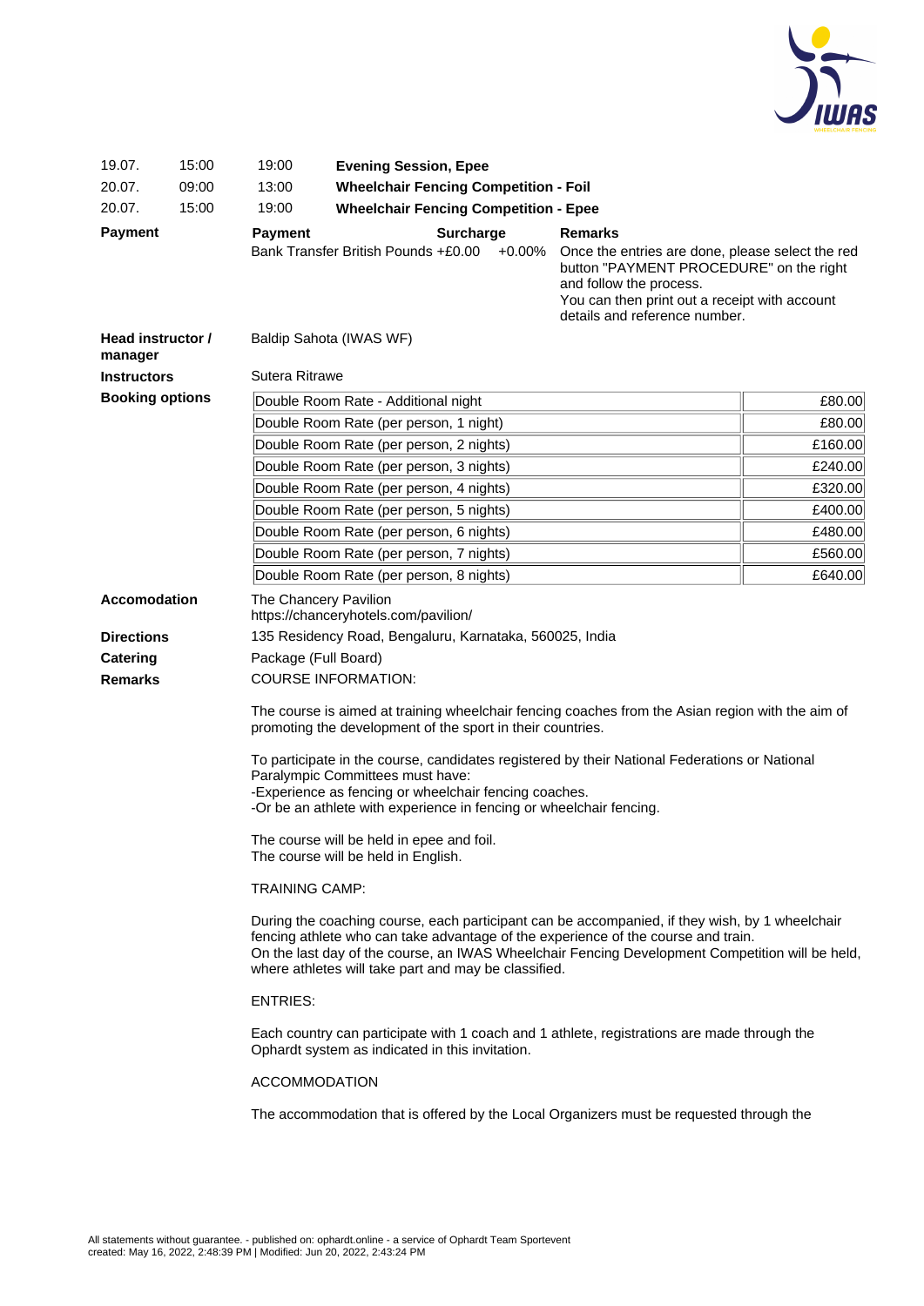| | | | |
|---|---|---|---|
| 19.07. | 15:00 | 19:00 | **Evening Session, Epee** |
| 20.07. | 09:00 | 13:00 | **Wheelchair Fencing Competition - Foil** |
| 20.07. | 15:00 | 19:00 | **Wheelchair Fencing Competition - Epee** |

**Payment**

| Payment | Surcharge | Remarks |
|---|---|---|
| Bank Transfer British Pounds +£0.00 | +0.00% | Once the entries are done, please select the red button "PAYMENT PROCEDURE" on the right and follow the process. You can then print out a receipt with account details and reference number. |

**Head instructor / manager**
Baldip Sahota (IWAS WF)

**Instructors**
Sutera Ritrawe

**Booking options**

| Option | Price |
|---|---|
| Double Room Rate - Additional night | £80.00 |
| Double Room Rate (per person, 1 night) | £80.00 |
| Double Room Rate (per person, 2 nights) | £160.00 |
| Double Room Rate (per person, 3 nights) | £240.00 |
| Double Room Rate (per person, 4 nights) | £320.00 |
| Double Room Rate (per person, 5 nights) | £400.00 |
| Double Room Rate (per person, 6 nights) | £480.00 |
| Double Room Rate (per person, 7 nights) | £560.00 |
| Double Room Rate (per person, 8 nights) | £640.00 |

**Accomodation**
The Chancery Pavilion
https://chanceryhotels.com/pavilion/

**Directions**
135 Residency Road, Bengaluru, Karnataka, 560025, India

**Catering**
Package (Full Board)

**Remarks**
COURSE INFORMATION:

The course is aimed at training wheelchair fencing coaches from the Asian region with the aim of promoting the development of the sport in their countries.

To participate in the course, candidates registered by their National Federations or National Paralympic Committees must have:
-Experience as fencing or wheelchair fencing coaches.
-Or be an athlete with experience in fencing or wheelchair fencing.

The course will be held in epee and foil.
The course will be held in English.

TRAINING CAMP:

During the coaching course, each participant can be accompanied, if they wish, by 1 wheelchair fencing athlete who can take advantage of the experience of the course and train.
On the last day of the course, an IWAS Wheelchair Fencing Development Competition will be held, where athletes will take part and may be classified.

ENTRIES:

Each country can participate with 1 coach and 1 athlete, registrations are made through the Ophardt system as indicated in this invitation.

ACCOMMODATION

The accommodation that is offered by the Local Organizers must be requested through the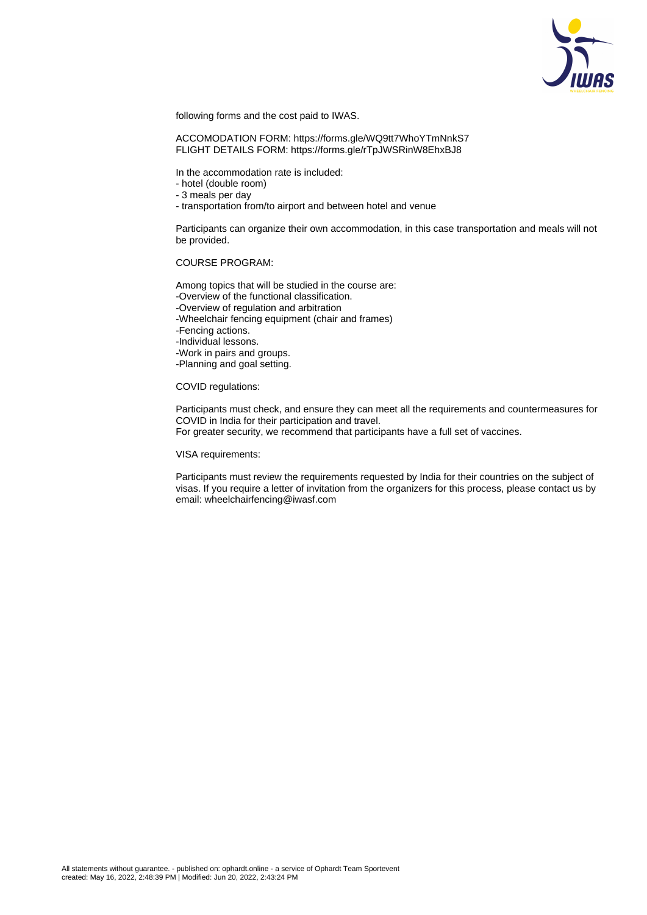following forms and the cost paid to IWAS.

ACCOMODATION FORM: https://forms.gle/WQ9tt7WhoYTmNnkS7
FLIGHT DETAILS FORM: https://forms.gle/rTpJWSRinW8EhxBJ8

In the accommodation rate is included:

- hotel (double room)
- 3 meals per day
- transportation from/to airport and between hotel and venue

Participants can organize their own accommodation, in this case transportation and meals will not be provided.

COURSE PROGRAM:

Among topics that will be studied in the course are:

-Overview of the functional classification.
-Overview of regulation and arbitration
-Wheelchair fencing equipment (chair and frames)
-Fencing actions.
-Individual lessons.
-Work in pairs and groups.
-Planning and goal setting.

COVID regulations:

Participants must check, and ensure they can meet all the requirements and countermeasures for COVID in India for their participation and travel.
For greater security, we recommend that participants have a full set of vaccines.

VISA requirements:

Participants must review the requirements requested by India for their countries on the subject of visas. If you require a letter of invitation from the organizers for this process, please contact us by email: wheelchairfencing@iwasf.com